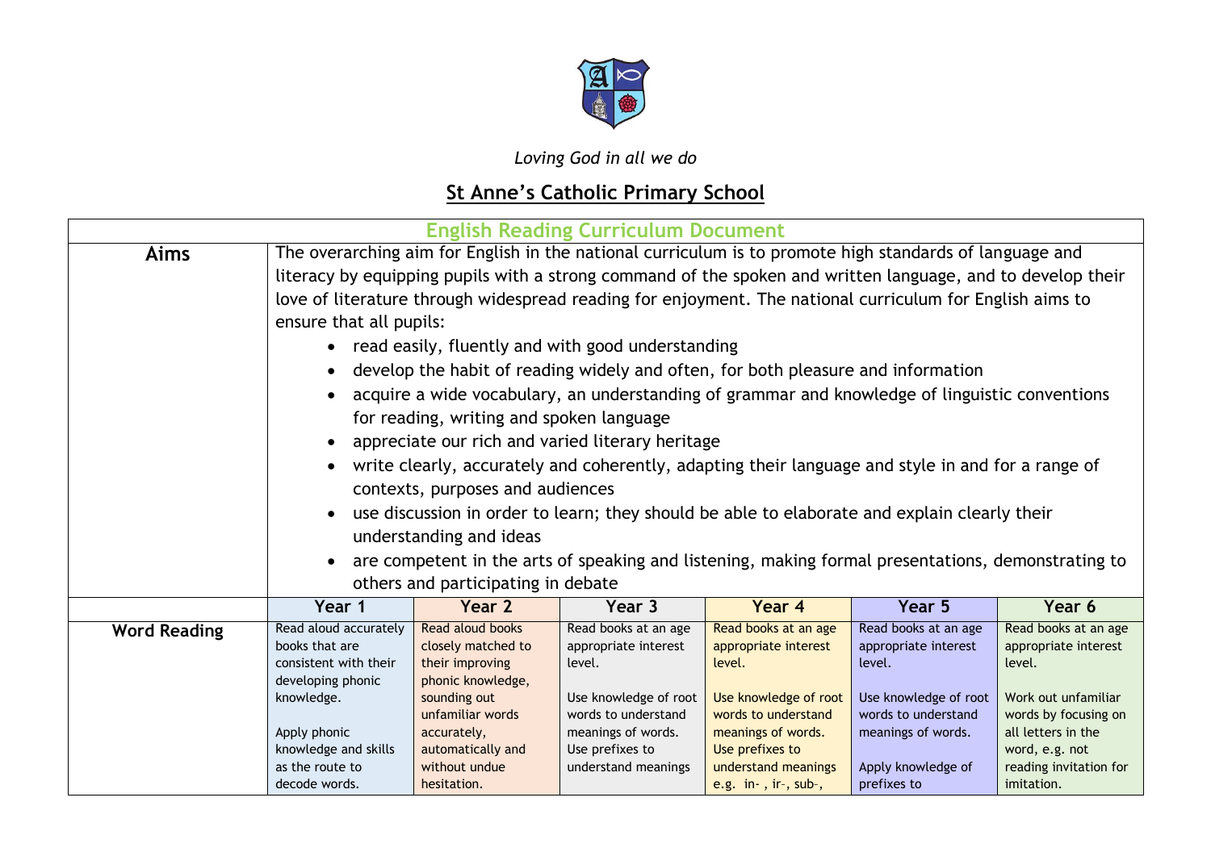*Loving God in all we do*

# St Anne's Catholic Primary School

## English Reading Curriculum Document

| | | | | | | |
|---|---|---|---|---|---|---|
| **Aims** | The overarching aim for English in the national curriculum is to promote high standards of language and literacy by equipping pupils with a strong command of the spoken and written language, and to develop their love of literature through widespread reading for enjoyment. The national curriculum for English aims to ensure that all pupils:<br>• read easily, fluently and with good understanding<br>• develop the habit of reading widely and often, for both pleasure and information<br>• acquire a wide vocabulary, an understanding of grammar and knowledge of linguistic conventions for reading, writing and spoken language<br>• appreciate our rich and varied literary heritage<br>• write clearly, accurately and coherently, adapting their language and style in and for a range of contexts, purposes and audiences<br>• use discussion in order to learn; they should be able to elaborate and explain clearly their understanding and ideas<br>• are competent in the arts of speaking and listening, making formal presentations, demonstrating to others and participating in debate | | | | | |
| | **Year 1** | **Year 2** | **Year 3** | **Year 4** | **Year 5** | **Year 6** |
| **Word Reading** | Read aloud accurately books that are consistent with their developing phonic knowledge.<br><br>Apply phonic knowledge and skills as the route to decode words. | Read aloud books closely matched to their improving phonic knowledge, sounding out unfamiliar words accurately, automatically and without undue hesitation. | Read books at an age appropriate interest level.<br><br>Use knowledge of root words to understand meanings of words.<br>Use prefixes to understand meanings | Read books at an age appropriate interest level.<br><br>Use knowledge of root words to understand meanings of words.<br>Use prefixes to understand meanings e.g. in- , ir-, sub-, | Read books at an age appropriate interest level.<br><br>Use knowledge of root words to understand meanings of words.<br><br>Apply knowledge of prefixes to | Read books at an age appropriate interest level.<br><br>Work out unfamiliar words by focusing on all letters in the word, e.g. not reading invitation for imitation. |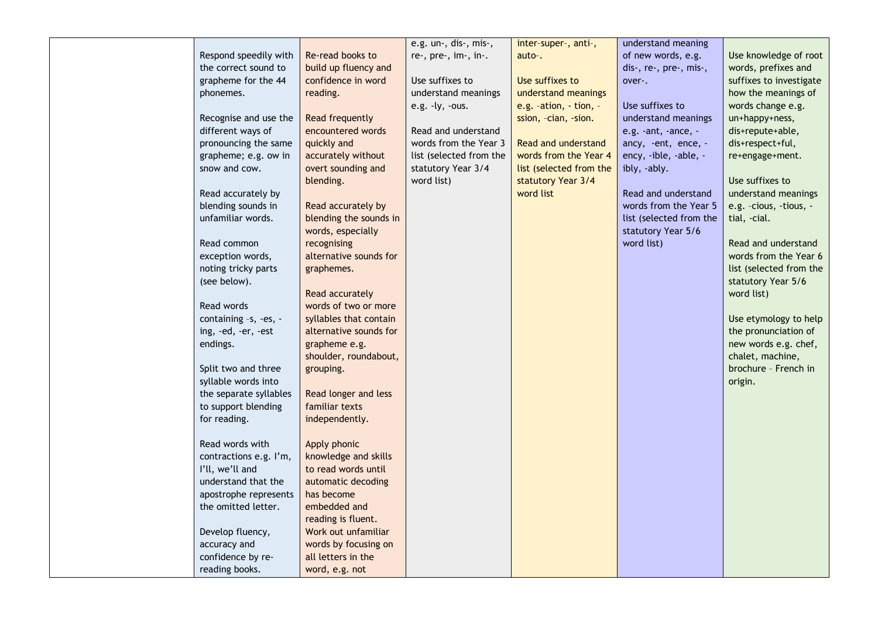| | | | | | | |
|---|---|---|---|---|---|---|
| | Respond speedily with the correct sound to grapheme for the 44 phonemes.<br><br>Recognise and use the different ways of pronouncing the same grapheme; e.g. ow in snow and cow.<br><br>Read accurately by blending sounds in unfamiliar words.<br><br>Read common exception words, noting tricky parts (see below).<br><br>Read words containing –s, -es, -ing, -ed, -er, -est endings.<br><br>Split two and three syllable words into the separate syllables to support blending for reading.<br><br>Read words with contractions e.g. I'm, I'll, we'll and understand that the apostrophe represents the omitted letter.<br><br>Develop fluency, accuracy and confidence by re-reading books. | Re-read books to build up fluency and confidence in word reading.<br><br>Read frequently encountered words quickly and accurately without overt sounding and blending.<br><br>Read accurately by blending the sounds in words, especially recognising alternative sounds for graphemes.<br><br>Read accurately words of two or more syllables that contain alternative sounds for grapheme e.g. shoulder, roundabout, grouping.<br><br>Read longer and less familiar texts independently.<br><br>Apply phonic knowledge and skills to read words until automatic decoding has become embedded and reading is fluent.<br>Work out unfamiliar words by focusing on all letters in the word, e.g. not | e.g. un-, dis-, mis-, re-, pre-, im-, in-.<br><br>Use suffixes to understand meanings e.g. -ly, -ous.<br><br>Read and understand words from the Year 3 list (selected from the statutory Year 3/4 word list) | inter-super-, anti-, auto-.<br><br>Use suffixes to understand meanings e.g. –ation, - tion, – ssion, –cian, -sion.<br><br>Read and understand words from the Year 4 list (selected from the statutory Year 3/4 word list | understand meaning of new words, e.g. dis-, re-, pre-, mis-, over-.<br><br>Use suffixes to understand meanings e.g. -ant, -ance, -ancy, -ent, ence, -ency, -ible, -able, -ibly, -ably.<br><br>Read and understand words from the Year 5 list (selected from the statutory Year 5/6 word list) | Use knowledge of root words, prefixes and suffixes to investigate how the meanings of words change e.g. un+happy+ness, dis+repute+able, dis+respect+ful, re+engage+ment.<br><br>Use suffixes to understand meanings e.g. –cious, -tious, -tial, -cial.<br><br>Read and understand words from the Year 6 list (selected from the statutory Year 5/6 word list)<br><br>Use etymology to help the pronunciation of new words e.g. chef, chalet, machine, brochure – French in origin. |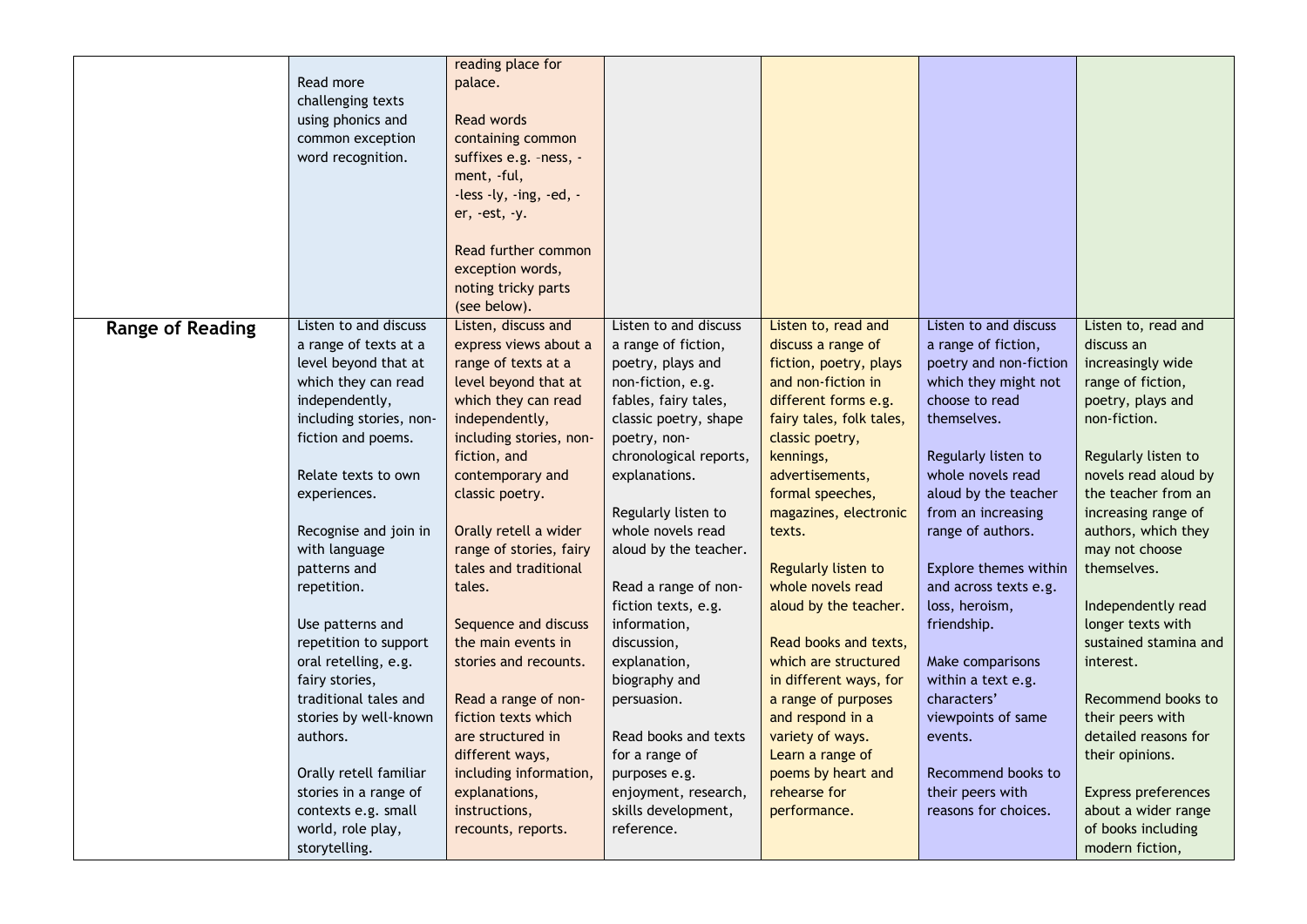| | | | | | | |
|---|---|---|---|---|---|---|
| | Read more challenging texts using phonics and common exception word recognition. | reading place for palace.<br><br>Read words containing common suffixes e.g. –ness, -ment, -ful, -less -ly, -ing, -ed, -er, -est, -y.<br><br>Read further common exception words, noting tricky parts (see below). | | | | |
| **Range of Reading** | Listen to and discuss a range of texts at a level beyond that at which they can read independently, including stories, non-fiction and poems.<br><br>Relate texts to own experiences.<br><br>Recognise and join in with language patterns and repetition.<br><br>Use patterns and repetition to support oral retelling, e.g. fairy stories, traditional tales and stories by well-known authors.<br><br>Orally retell familiar stories in a range of contexts e.g. small world, role play, storytelling. | Listen, discuss and express views about a range of texts at a level beyond that at which they can read independently, including stories, non-fiction, and contemporary and classic poetry.<br><br>Orally retell a wider range of stories, fairy tales and traditional tales.<br><br>Sequence and discuss the main events in stories and recounts.<br><br>Read a range of non-fiction texts which are structured in different ways, including information, explanations, instructions, recounts, reports. | Listen to and discuss a range of fiction, poetry, plays and non-fiction, e.g. fables, fairy tales, classic poetry, shape poetry, non-chronological reports, explanations.<br><br>Regularly listen to whole novels read aloud by the teacher.<br><br>Read a range of non-fiction texts, e.g. information, discussion, explanation, biography and persuasion.<br><br>Read books and texts for a range of purposes e.g. enjoyment, research, skills development, reference. | Listen to, read and discuss a range of fiction, poetry, plays and non-fiction in different forms e.g. fairy tales, folk tales, classic poetry, kennings, advertisements, formal speeches, magazines, electronic texts.<br><br>Regularly listen to whole novels read aloud by the teacher.<br><br>Read books and texts, which are structured in different ways, for a range of purposes and respond in a variety of ways.<br>Learn a range of poems by heart and rehearse for performance. | Listen to and discuss a range of fiction, poetry and non-fiction which they might not choose to read themselves.<br><br>Regularly listen to whole novels read aloud by the teacher from an increasing range of authors.<br><br>Explore themes within and across texts e.g. loss, heroism, friendship.<br><br>Make comparisons within a text e.g. characters' viewpoints of same events.<br><br>Recommend books to their peers with reasons for choices. | Listen to, read and discuss an increasingly wide range of fiction, poetry, plays and non-fiction.<br><br>Regularly listen to novels read aloud by the teacher from an increasing range of authors, which they may not choose themselves.<br><br>Independently read longer texts with sustained stamina and interest.<br><br>Recommend books to their peers with detailed reasons for their opinions.<br><br>Express preferences about a wider range of books including modern fiction, |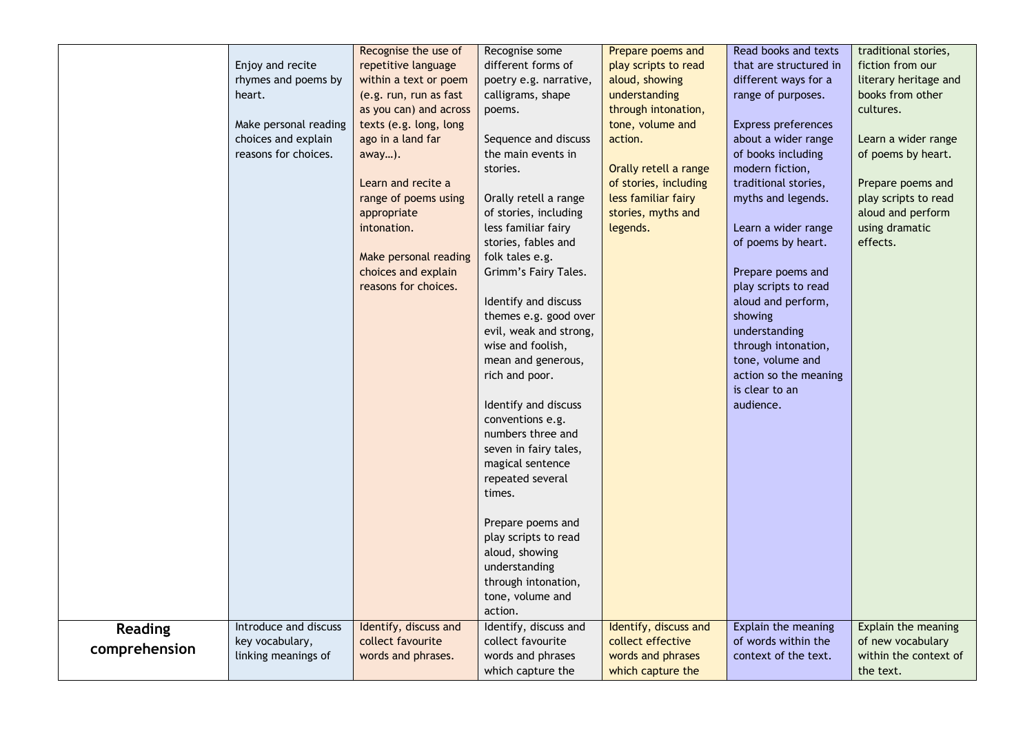| | | | | | | |
|---|---|---|---|---|---|---|
| | Enjoy and recite rhymes and poems by heart.<br><br>Make personal reading choices and explain reasons for choices. | Recognise the use of repetitive language within a text or poem (e.g. run, run as fast as you can) and across texts (e.g. long, long ago in a land far away…).<br><br>Learn and recite a range of poems using appropriate intonation.<br><br>Make personal reading choices and explain reasons for choices. | Recognise some different forms of poetry e.g. narrative, calligrams, shape poems.<br><br>Sequence and discuss the main events in stories.<br><br>Orally retell a range of stories, including less familiar fairy stories, fables and folk tales e.g. Grimm's Fairy Tales.<br><br>Identify and discuss themes e.g. good over evil, weak and strong, wise and foolish, mean and generous, rich and poor.<br><br>Identify and discuss conventions e.g. numbers three and seven in fairy tales, magical sentence repeated several times.<br><br>Prepare poems and play scripts to read aloud, showing understanding through intonation, tone, volume and action. | Prepare poems and play scripts to read aloud, showing understanding through intonation, tone, volume and action.<br><br>Orally retell a range of stories, including less familiar fairy stories, myths and legends. | Read books and texts that are structured in different ways for a range of purposes.<br><br>Express preferences about a wider range of books including modern fiction, traditional stories, myths and legends.<br><br>Learn a wider range of poems by heart.<br><br>Prepare poems and play scripts to read aloud and perform, showing understanding through intonation, tone, volume and action so the meaning is clear to an audience. | traditional stories, fiction from our literary heritage and books from other cultures.<br><br>Learn a wider range of poems by heart.<br><br>Prepare poems and play scripts to read aloud and perform using dramatic effects. |
| **Reading comprehension** | Introduce and discuss key vocabulary, linking meanings of | Identify, discuss and collect favourite words and phrases. | Identify, discuss and collect favourite words and phrases which capture the | Identify, discuss and collect effective words and phrases which capture the | Explain the meaning of words within the context of the text. | Explain the meaning of new vocabulary within the context of the text. |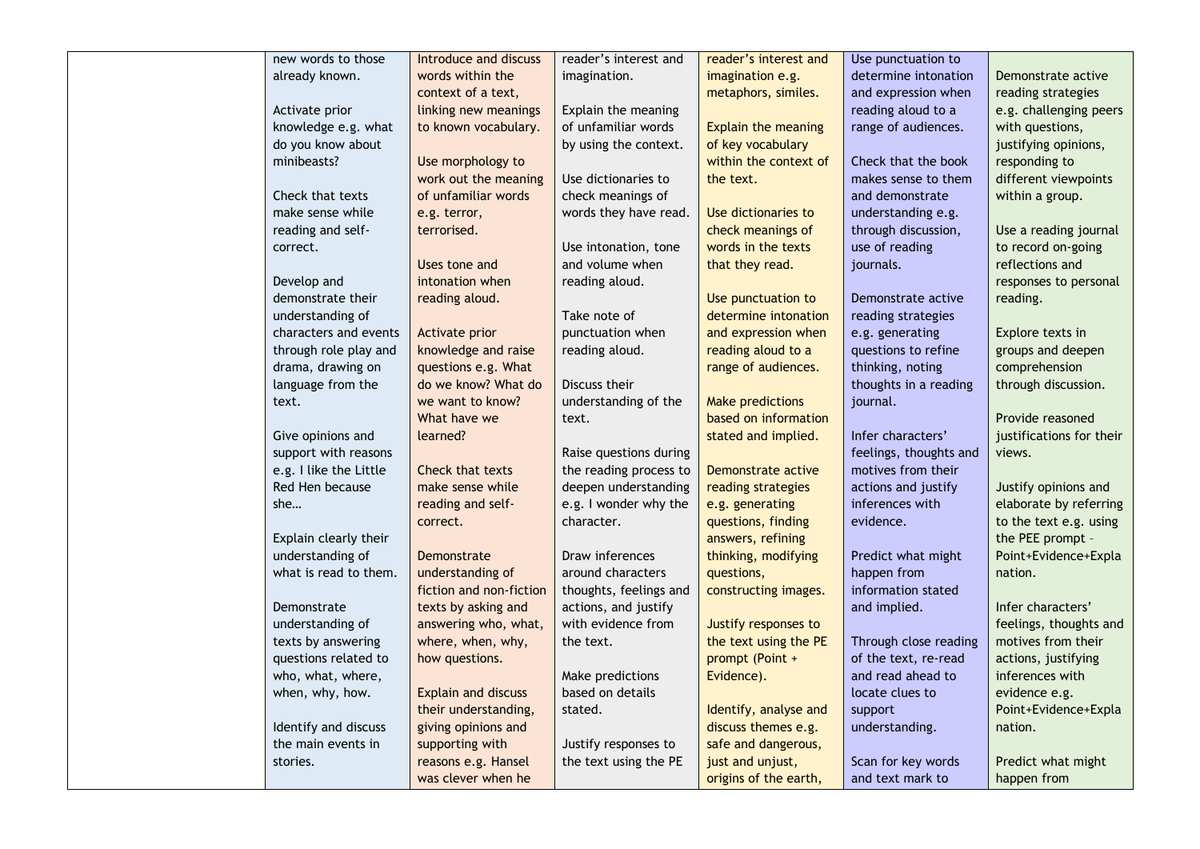| | | | | | | |
|---|---|---|---|---|---|---|
| | new words to those already known.<br><br>Activate prior knowledge e.g. what do you know about minibeasts?<br><br>Check that texts make sense while reading and self-correct.<br><br>Develop and demonstrate their understanding of characters and events through role play and drama, drawing on language from the text.<br><br>Give opinions and support with reasons e.g. I like the Little Red Hen because she…<br><br>Explain clearly their understanding of what is read to them.<br><br>Demonstrate understanding of texts by answering questions related to who, what, where, when, why, how.<br><br>Identify and discuss the main events in stories. | Introduce and discuss words within the context of a text, linking new meanings to known vocabulary.<br><br>Use morphology to work out the meaning of unfamiliar words e.g. terror, terrorised.<br><br>Uses tone and intonation when reading aloud.<br><br>Activate prior knowledge and raise questions e.g. What do we know? What do we want to know? What have we learned?<br><br>Check that texts make sense while reading and self-correct.<br><br>Demonstrate understanding of fiction and non-fiction texts by asking and answering who, what, where, when, why, how questions.<br><br>Explain and discuss their understanding, giving opinions and supporting with reasons e.g. Hansel was clever when he | reader's interest and imagination.<br><br>Explain the meaning of unfamiliar words by using the context.<br><br>Use dictionaries to check meanings of words they have read.<br><br>Use intonation, tone and volume when reading aloud.<br><br>Take note of punctuation when reading aloud.<br><br>Discuss their understanding of the text.<br><br>Raise questions during the reading process to deepen understanding e.g. I wonder why the character.<br><br>Draw inferences around characters thoughts, feelings and actions, and justify with evidence from the text.<br><br>Make predictions based on details stated.<br><br>Justify responses to the text using the PE | reader's interest and imagination e.g. metaphors, similes.<br><br>Explain the meaning of key vocabulary within the context of the text.<br><br>Use dictionaries to check meanings of words in the texts that they read.<br><br>Use punctuation to determine intonation and expression when reading aloud to a range of audiences.<br><br>Make predictions based on information stated and implied.<br><br>Demonstrate active reading strategies e.g. generating questions, finding answers, refining thinking, modifying questions, constructing images.<br><br>Justify responses to the text using the PE prompt (Point + Evidence).<br><br>Identify, analyse and discuss themes e.g. safe and dangerous, just and unjust, origins of the earth, | Use punctuation to determine intonation and expression when reading aloud to a range of audiences.<br><br>Check that the book makes sense to them and demonstrate understanding e.g. through discussion, use of reading journals.<br><br>Demonstrate active reading strategies e.g. generating questions to refine thinking, noting thoughts in a reading journal.<br><br>Infer characters' feelings, thoughts and motives from their actions and justify inferences with evidence.<br><br>Predict what might happen from information stated and implied.<br><br>Through close reading of the text, re-read and read ahead to locate clues to support understanding.<br><br>Scan for key words and text mark to | Demonstrate active reading strategies e.g. challenging peers with questions, justifying opinions, responding to different viewpoints within a group.<br><br>Use a reading journal to record on-going reflections and responses to personal reading.<br><br>Explore texts in groups and deepen comprehension through discussion.<br><br>Provide reasoned justifications for their views.<br><br>Justify opinions and elaborate by referring to the text e.g. using the PEE prompt – Point+Evidence+Explanation.<br><br>Infer characters' feelings, thoughts and motives from their actions, justifying inferences with evidence e.g. Point+Evidence+Explanation.<br><br>Predict what might happen from |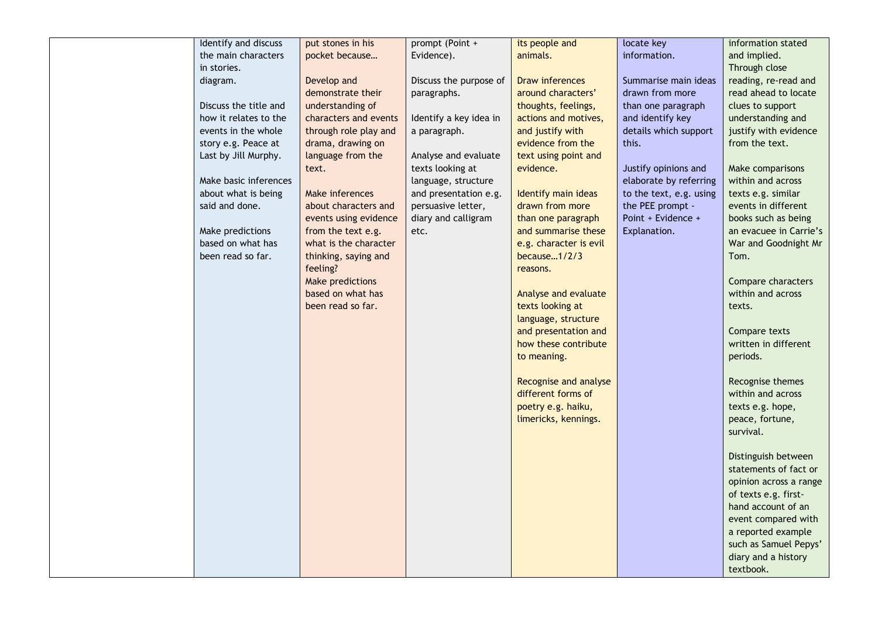| | | | | | | |
|---|---|---|---|---|---|---|
| | Identify and discuss the main characters in stories.<br>diagram.<br><br>Discuss the title and how it relates to the events in the whole story e.g. Peace at Last by Jill Murphy.<br><br>Make basic inferences about what is being said and done.<br><br>Make predictions based on what has been read so far. | put stones in his pocket because…<br><br>Develop and demonstrate their understanding of characters and events through role play and drama, drawing on language from the text.<br><br>Make inferences about characters and events using evidence from the text e.g. what is the character thinking, saying and feeling?<br>Make predictions based on what has been read so far. | prompt (Point + Evidence).<br><br>Discuss the purpose of paragraphs.<br><br>Identify a key idea in a paragraph.<br><br>Analyse and evaluate texts looking at language, structure and presentation e.g. persuasive letter, diary and calligram etc. | its people and animals.<br><br>Draw inferences around characters' thoughts, feelings, actions and motives, and justify with evidence from the text using point and evidence.<br><br>Identify main ideas drawn from more than one paragraph and summarise these e.g. character is evil because…1/2/3 reasons.<br><br>Analyse and evaluate texts looking at language, structure and presentation and how these contribute to meaning.<br><br>Recognise and analyse different forms of poetry e.g. haiku, limericks, kennings. | locate key information.<br><br>Summarise main ideas drawn from more than one paragraph and identify key details which support this.<br><br>Justify opinions and elaborate by referring to the text, e.g. using the PEE prompt - Point + Evidence + Explanation. | information stated and implied.<br>Through close reading, re-read and read ahead to locate clues to support understanding and justify with evidence from the text.<br><br>Make comparisons within and across texts e.g. similar events in different books such as being an evacuee in Carrie's War and Goodnight Mr Tom.<br><br>Compare characters within and across texts.<br><br>Compare texts written in different periods.<br><br>Recognise themes within and across texts e.g. hope, peace, fortune, survival.<br><br>Distinguish between statements of fact or opinion across a range of texts e.g. first-hand account of an event compared with a reported example such as Samuel Pepys' diary and a history textbook. |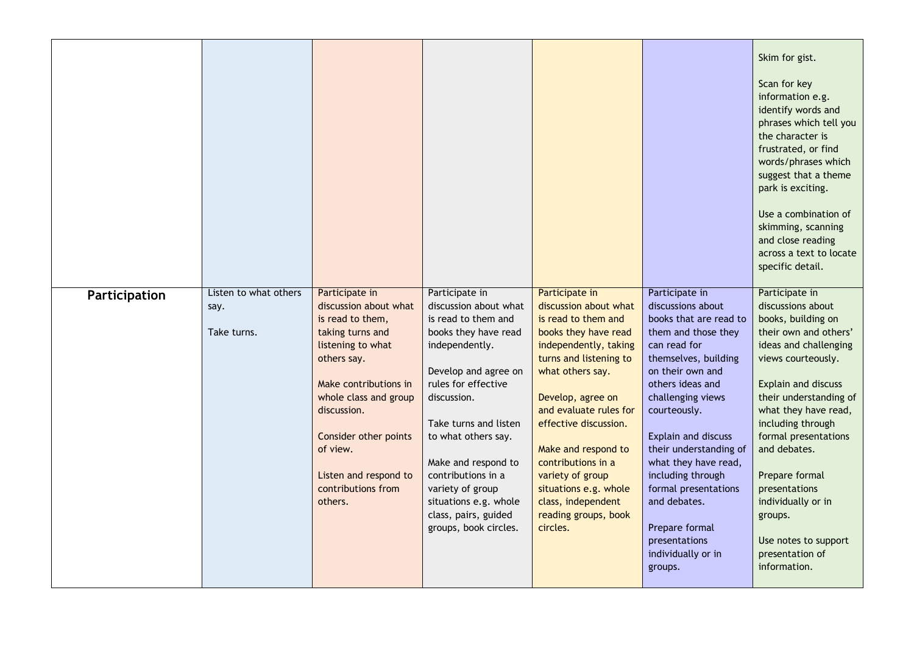| | | | | | | |
|---|---|---|---|---|---|---|
| | | | | | | Skim for gist.<br><br>Scan for key information e.g. identify words and phrases which tell you the character is frustrated, or find words/phrases which suggest that a theme park is exciting.<br><br>Use a combination of skimming, scanning and close reading across a text to locate specific detail. |
| **Participation** | Listen to what others say.<br><br>Take turns. | Participate in discussion about what is read to them, taking turns and listening to what others say.<br><br>Make contributions in whole class and group discussion.<br><br>Consider other points of view.<br><br>Listen and respond to contributions from others. | Participate in discussion about what is read to them and books they have read independently.<br><br>Develop and agree on rules for effective discussion.<br><br>Take turns and listen to what others say.<br><br>Make and respond to contributions in a variety of group situations e.g. whole class, pairs, guided groups, book circles. | Participate in discussion about what is read to them and books they have read independently, taking turns and listening to what others say.<br><br>Develop, agree on and evaluate rules for effective discussion.<br><br>Make and respond to contributions in a variety of group situations e.g. whole class, independent reading groups, book circles. | Participate in discussions about books that are read to them and those they can read for themselves, building on their own and others ideas and challenging views courteously.<br><br>Explain and discuss their understanding of what they have read, including through formal presentations and debates.<br><br>Prepare formal presentations individually or in groups. | Participate in discussions about books, building on their own and others' ideas and challenging views courteously.<br><br>Explain and discuss their understanding of what they have read, including through formal presentations and debates.<br><br>Prepare formal presentations individually or in groups.<br><br>Use notes to support presentation of information. |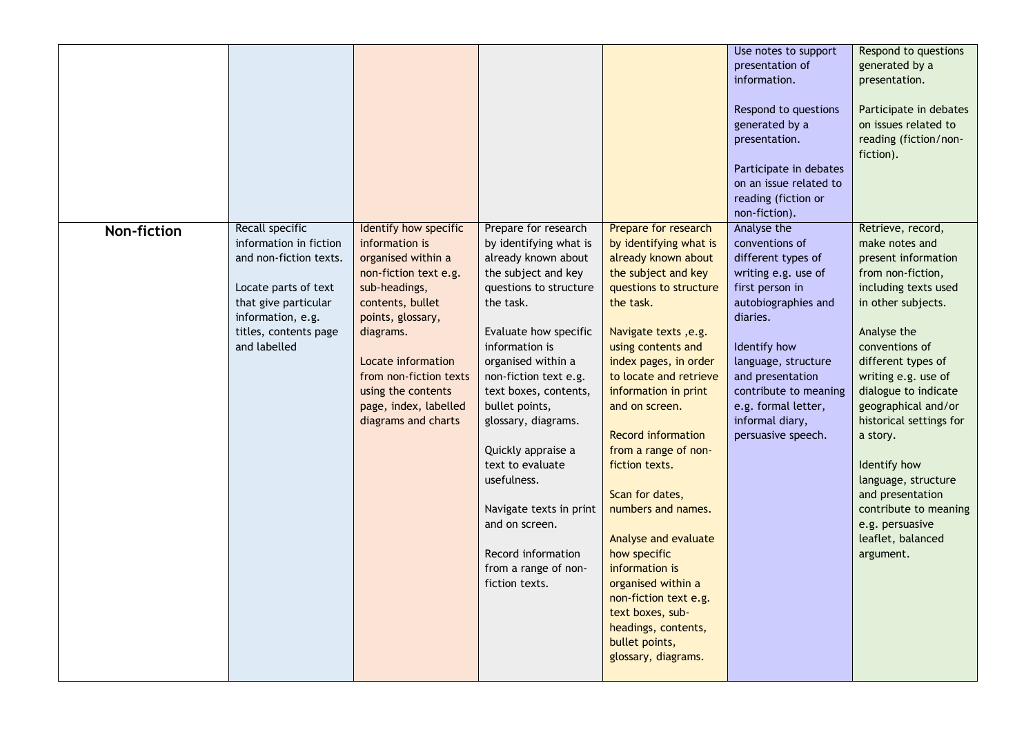| | | | | | | |
|---|---|---|---|---|---|---|
| | | | | | Use notes to support presentation of information.<br><br>Respond to questions generated by a presentation.<br><br>Participate in debates on an issue related to reading (fiction or non-fiction). | Respond to questions generated by a presentation.<br><br>Participate in debates on issues related to reading (fiction/non-fiction). |
| **Non-fiction** | Recall specific information in fiction and non-fiction texts.<br><br>Locate parts of text that give particular information, e.g. titles, contents page and labelled | Identify how specific information is organised within a non-fiction text e.g. sub-headings, contents, bullet points, glossary, diagrams.<br><br>Locate information from non-fiction texts using the contents page, index, labelled diagrams and charts | Prepare for research by identifying what is already known about the subject and key questions to structure the task.<br><br>Evaluate how specific information is organised within a non-fiction text e.g. text boxes, contents, bullet points, glossary, diagrams.<br><br>Quickly appraise a text to evaluate usefulness.<br><br>Navigate texts in print and on screen.<br><br>Record information from a range of non-fiction texts. | Prepare for research by identifying what is already known about the subject and key questions to structure the task.<br><br>Navigate texts ,e.g. using contents and index pages, in order to locate and retrieve information in print and on screen.<br><br>Record information from a range of non-fiction texts.<br><br>Scan for dates, numbers and names.<br><br>Analyse and evaluate how specific information is organised within a non-fiction text e.g. text boxes, sub-headings, contents, bullet points, glossary, diagrams. | Analyse the conventions of different types of writing e.g. use of first person in autobiographies and diaries.<br><br>Identify how language, structure and presentation contribute to meaning e.g. formal letter, informal diary, persuasive speech. | Retrieve, record, make notes and present information from non-fiction, including texts used in other subjects.<br><br>Analyse the conventions of different types of writing e.g. use of dialogue to indicate geographical and/or historical settings for a story.<br><br>Identify how language, structure and presentation contribute to meaning e.g. persuasive leaflet, balanced argument. |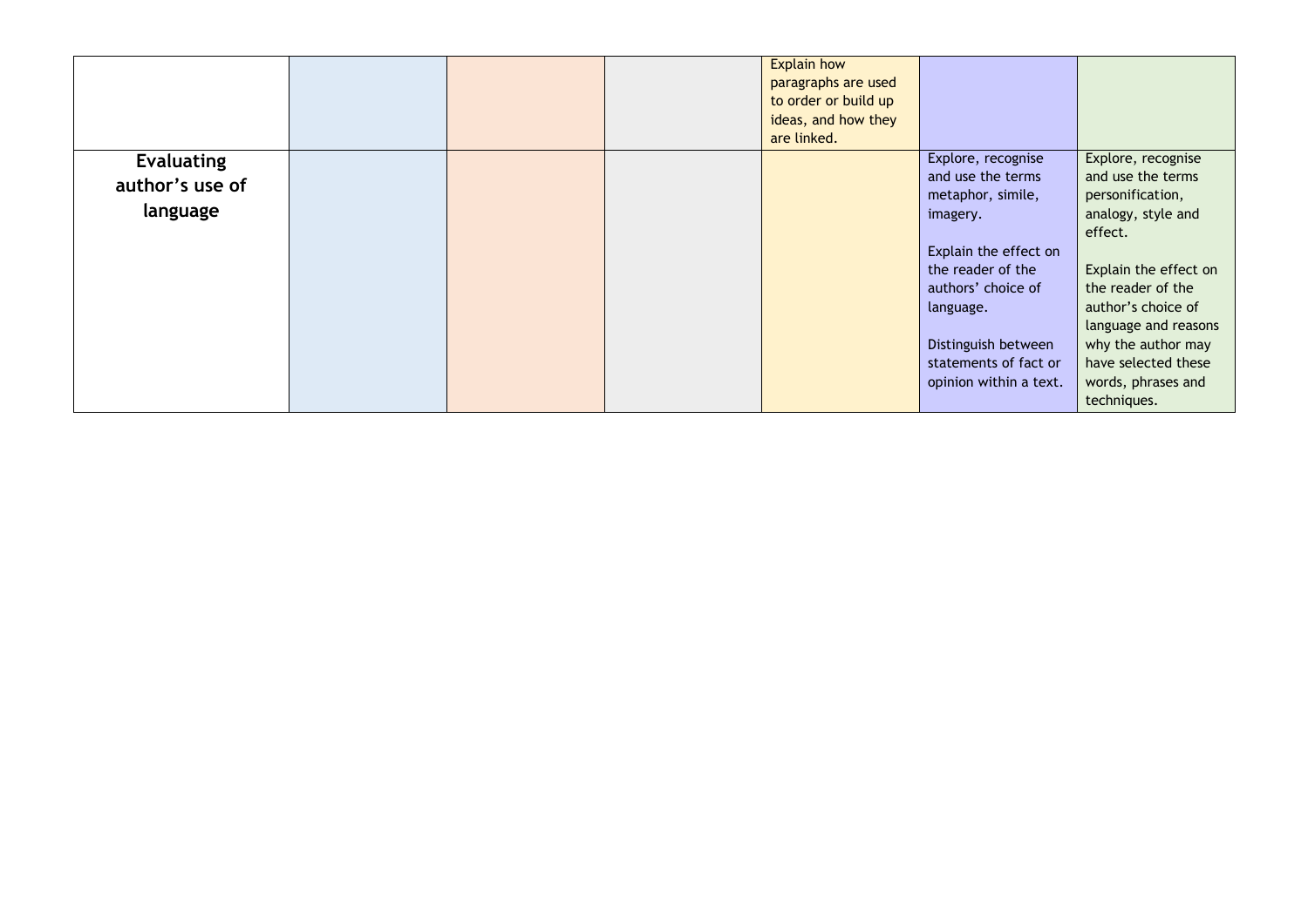| | | | | | | |
|---|---|---|---|---|---|---|
| | | | | Explain how paragraphs are used to order or build up ideas, and how they are linked. | | |
| **Evaluating author's use of language** | | | | | Explore, recognise and use the terms metaphor, simile, imagery.<br><br>Explain the effect on the reader of the authors' choice of language.<br><br>Distinguish between statements of fact or opinion within a text. | Explore, recognise and use the terms personification, analogy, style and effect.<br><br>Explain the effect on the reader of the author's choice of language and reasons why the author may have selected these words, phrases and techniques. |